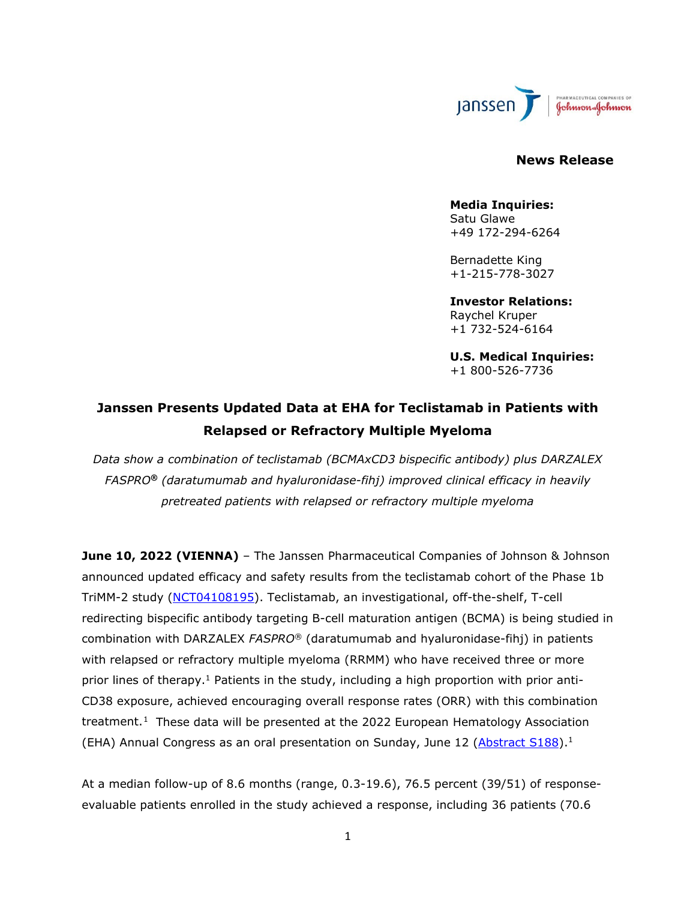**News Release**

**Media Inquiries:**
Satu Glawe
+49 172-294-6264

Bernadette King
+1-215-778-3027

**Investor Relations:**
Raychel Kruper
+1 732-524-6164

**U.S. Medical Inquiries:**
+1 800-526-7736

# Janssen Presents Updated Data at EHA for Teclistamab in Patients with Relapsed or Refractory Multiple Myeloma

*Data show a combination of teclistamab (BCMAxCD3 bispecific antibody) plus DARZALEX FASPRO® (daratumumab and hyaluronidase-fihj) improved clinical efficacy in heavily pretreated patients with relapsed or refractory multiple myeloma*

**June 10, 2022 (VIENNA)** – The Janssen Pharmaceutical Companies of Johnson & Johnson announced updated efficacy and safety results from the teclistamab cohort of the Phase 1b TriMM-2 study (NCT04108195). Teclistamab, an investigational, off-the-shelf, T-cell redirecting bispecific antibody targeting B-cell maturation antigen (BCMA) is being studied in combination with DARZALEX *FASPRO*® (daratumumab and hyaluronidase-fihj) in patients with relapsed or refractory multiple myeloma (RRMM) who have received three or more prior lines of therapy.[1] Patients in the study, including a high proportion with prior anti-CD38 exposure, achieved encouraging overall response rates (ORR) with this combination treatment.[1] These data will be presented at the 2022 European Hematology Association (EHA) Annual Congress as an oral presentation on Sunday, June 12 (Abstract S188).[1]

At a median follow-up of 8.6 months (range, 0.3-19.6), 76.5 percent (39/51) of response-evaluable patients enrolled in the study achieved a response, including 36 patients (70.6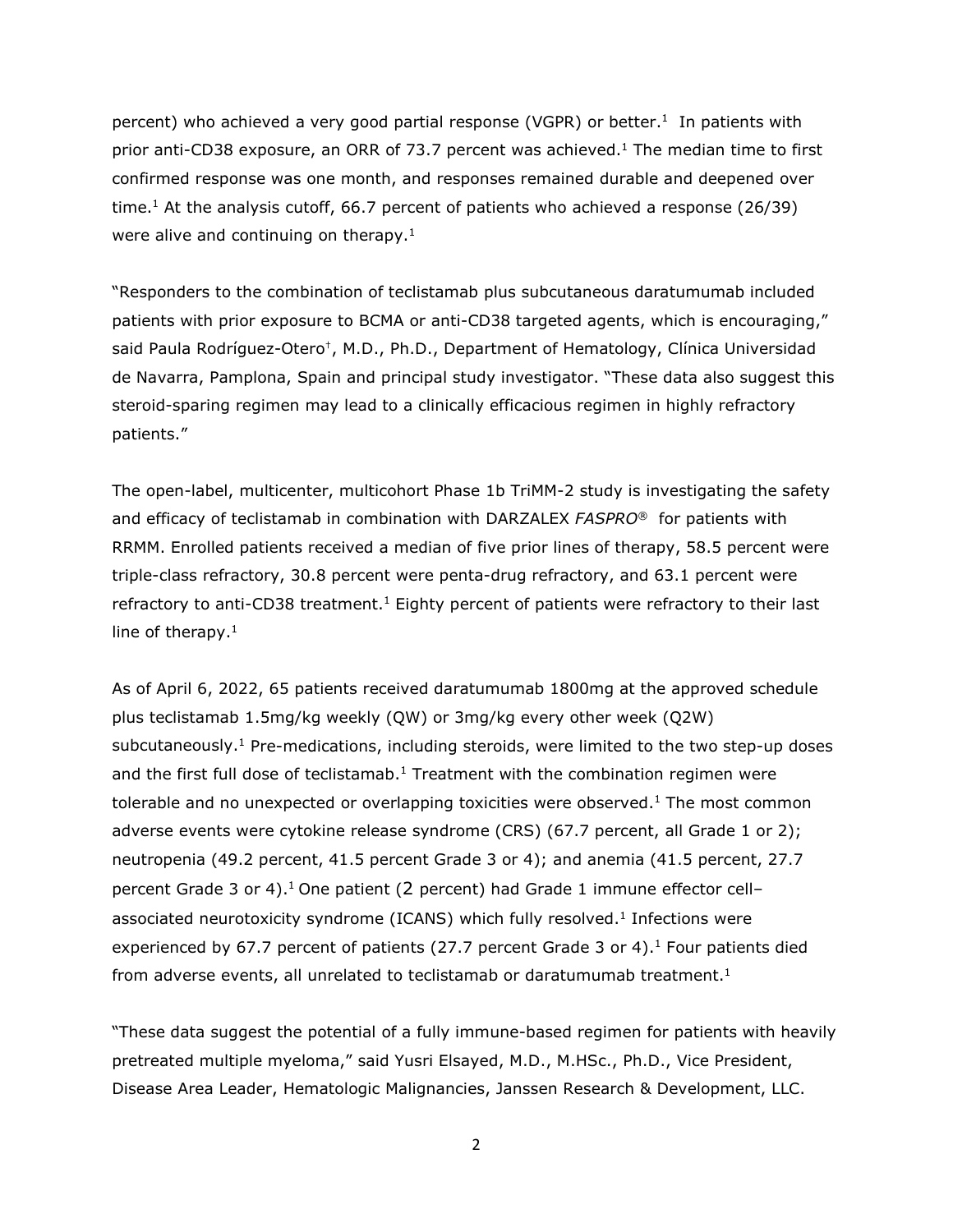percent) who achieved a very good partial response (VGPR) or better.[1] In patients with prior anti-CD38 exposure, an ORR of 73.7 percent was achieved.[1] The median time to first confirmed response was one month, and responses remained durable and deepened over time.[1] At the analysis cutoff, 66.7 percent of patients who achieved a response (26/39) were alive and continuing on therapy.[1]

"Responders to the combination of teclistamab plus subcutaneous daratumumab included patients with prior exposure to BCMA or anti-CD38 targeted agents, which is encouraging," said Paula Rodríguez-Otero[†], M.D., Ph.D., Department of Hematology, Clínica Universidad de Navarra, Pamplona, Spain and principal study investigator. "These data also suggest this steroid-sparing regimen may lead to a clinically efficacious regimen in highly refractory patients."

The open-label, multicenter, multicohort Phase 1b TriMM-2 study is investigating the safety and efficacy of teclistamab in combination with DARZALEX *FASPRO*® for patients with RRMM. Enrolled patients received a median of five prior lines of therapy, 58.5 percent were triple-class refractory, 30.8 percent were penta-drug refractory, and 63.1 percent were refractory to anti-CD38 treatment.[1] Eighty percent of patients were refractory to their last line of therapy.[1]

As of April 6, 2022, 65 patients received daratumumab 1800mg at the approved schedule plus teclistamab 1.5mg/kg weekly (QW) or 3mg/kg every other week (Q2W) subcutaneously.[1] Pre-medications, including steroids, were limited to the two step-up doses and the first full dose of teclistamab.[1] Treatment with the combination regimen were tolerable and no unexpected or overlapping toxicities were observed.[1] The most common adverse events were cytokine release syndrome (CRS) (67.7 percent, all Grade 1 or 2); neutropenia (49.2 percent, 41.5 percent Grade 3 or 4); and anemia (41.5 percent, 27.7 percent Grade 3 or 4).[1] One patient (2 percent) had Grade 1 immune effector cell–associated neurotoxicity syndrome (ICANS) which fully resolved.[1] Infections were experienced by 67.7 percent of patients (27.7 percent Grade 3 or 4).[1] Four patients died from adverse events, all unrelated to teclistamab or daratumumab treatment.[1]

"These data suggest the potential of a fully immune-based regimen for patients with heavily pretreated multiple myeloma," said Yusri Elsayed, M.D., M.HSc., Ph.D., Vice President, Disease Area Leader, Hematologic Malignancies, Janssen Research & Development, LLC.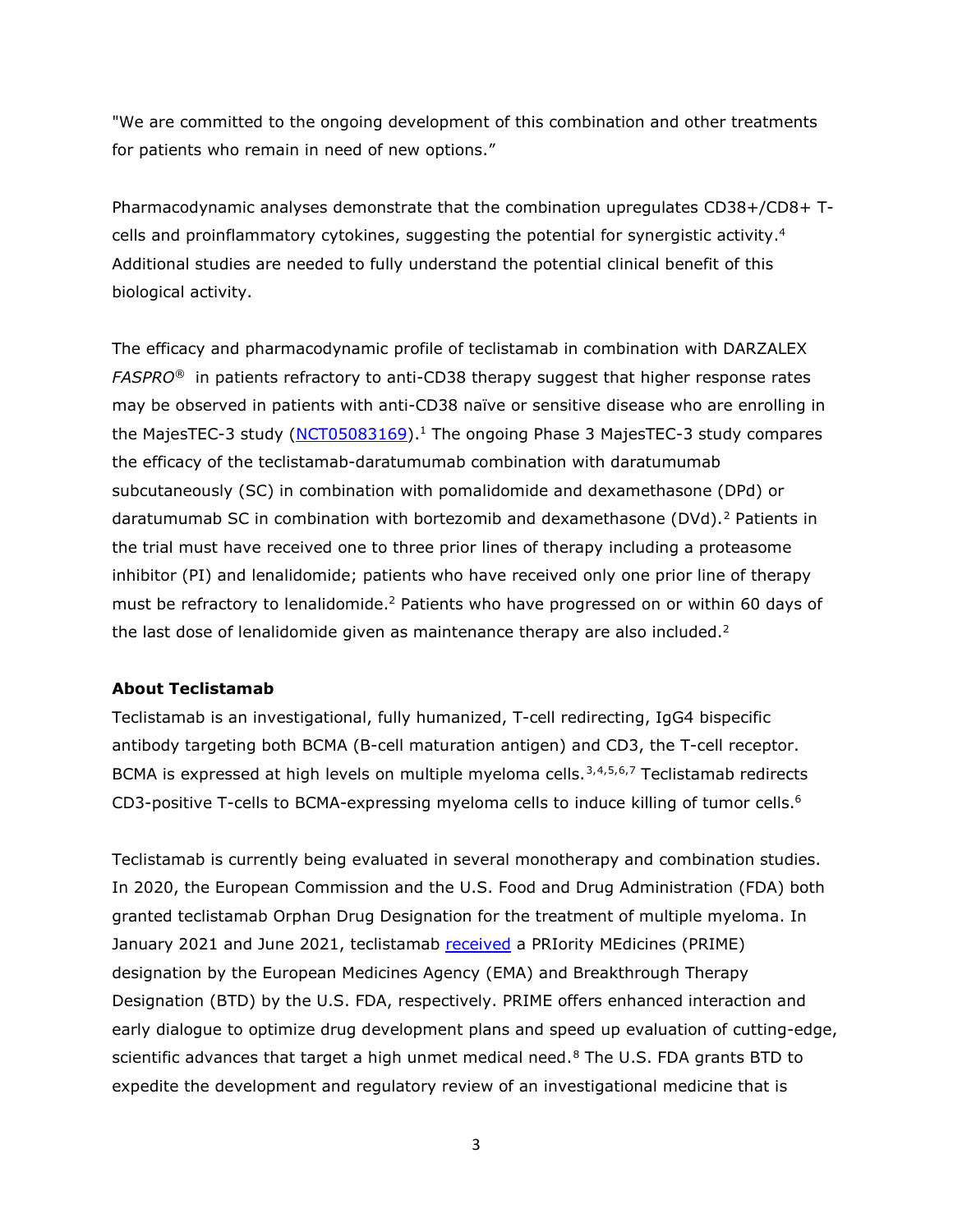"We are committed to the ongoing development of this combination and other treatments for patients who remain in need of new options."

Pharmacodynamic analyses demonstrate that the combination upregulates CD38+/CD8+ T-cells and proinflammatory cytokines, suggesting the potential for synergistic activity.[4] Additional studies are needed to fully understand the potential clinical benefit of this biological activity.

The efficacy and pharmacodynamic profile of teclistamab in combination with DARZALEX *FASPRO*® in patients refractory to anti-CD38 therapy suggest that higher response rates may be observed in patients with anti-CD38 naïve or sensitive disease who are enrolling in the MajesTEC-3 study ([NCT05083169]).[1] The ongoing Phase 3 MajesTEC-3 study compares the efficacy of the teclistamab-daratumumab combination with daratumumab subcutaneously (SC) in combination with pomalidomide and dexamethasone (DPd) or daratumumab SC in combination with bortezomib and dexamethasone (DVd).[2] Patients in the trial must have received one to three prior lines of therapy including a proteasome inhibitor (PI) and lenalidomide; patients who have received only one prior line of therapy must be refractory to lenalidomide.[2] Patients who have progressed on or within 60 days of the last dose of lenalidomide given as maintenance therapy are also included.[2]

**About Teclistamab**

Teclistamab is an investigational, fully humanized, T-cell redirecting, IgG4 bispecific antibody targeting both BCMA (B-cell maturation antigen) and CD3, the T-cell receptor. BCMA is expressed at high levels on multiple myeloma cells.[3,4,5,6,7] Teclistamab redirects CD3-positive T-cells to BCMA-expressing myeloma cells to induce killing of tumor cells.[6]

Teclistamab is currently being evaluated in several monotherapy and combination studies. In 2020, the European Commission and the U.S. Food and Drug Administration (FDA) both granted teclistamab Orphan Drug Designation for the treatment of multiple myeloma. In January 2021 and June 2021, teclistamab [received] a PRIority MEdicines (PRIME) designation by the European Medicines Agency (EMA) and Breakthrough Therapy Designation (BTD) by the U.S. FDA, respectively. PRIME offers enhanced interaction and early dialogue to optimize drug development plans and speed up evaluation of cutting-edge, scientific advances that target a high unmet medical need.[8] The U.S. FDA grants BTD to expedite the development and regulatory review of an investigational medicine that is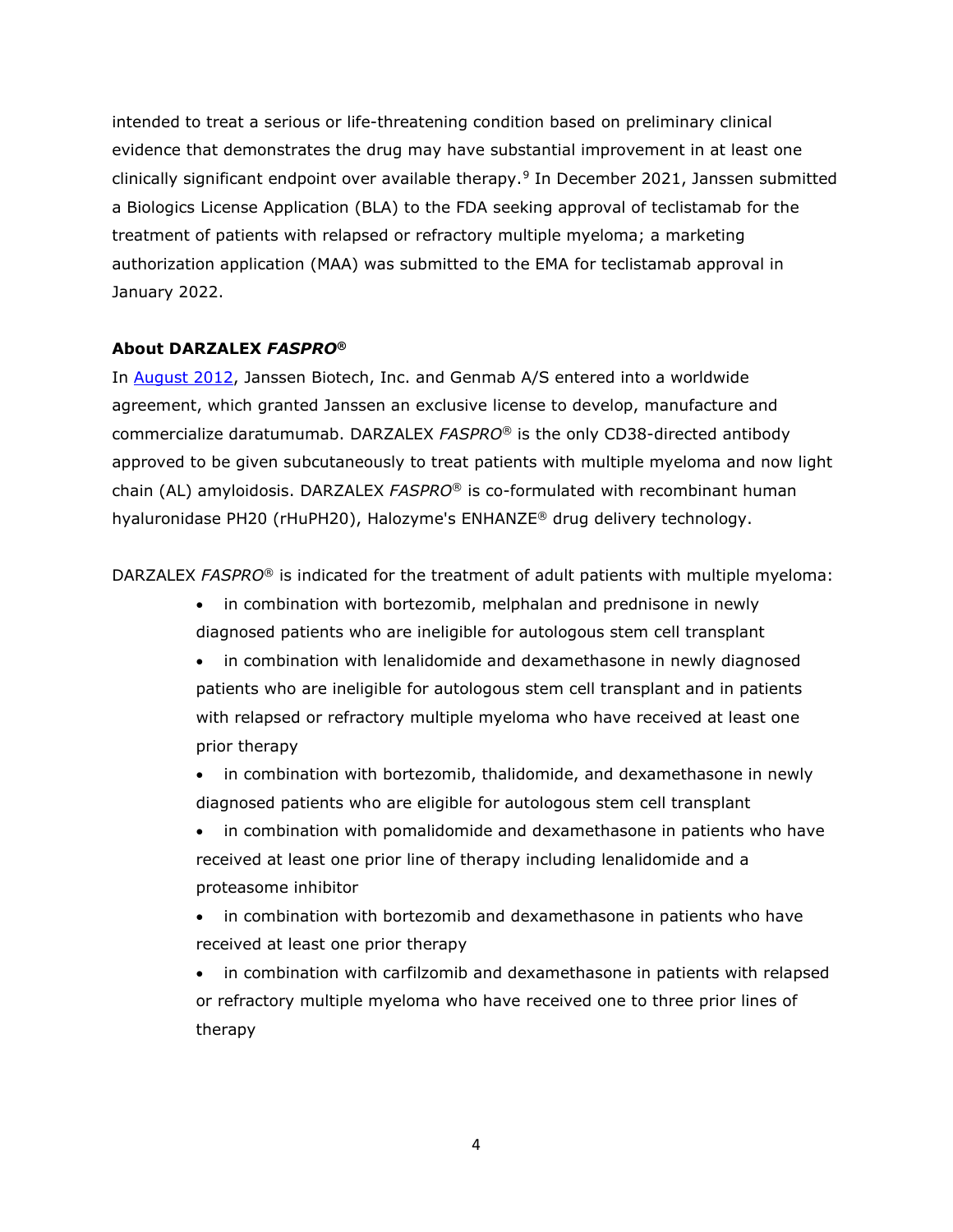intended to treat a serious or life-threatening condition based on preliminary clinical evidence that demonstrates the drug may have substantial improvement in at least one clinically significant endpoint over available therapy.[9] In December 2021, Janssen submitted a Biologics License Application (BLA) to the FDA seeking approval of teclistamab for the treatment of patients with relapsed or refractory multiple myeloma; a marketing authorization application (MAA) was submitted to the EMA for teclistamab approval in January 2022.

**About DARZALEX *FASPRO*®**

In August 2012, Janssen Biotech, Inc. and Genmab A/S entered into a worldwide agreement, which granted Janssen an exclusive license to develop, manufacture and commercialize daratumumab. DARZALEX *FASPRO*® is the only CD38-directed antibody approved to be given subcutaneously to treat patients with multiple myeloma and now light chain (AL) amyloidosis. DARZALEX *FASPRO*® is co-formulated with recombinant human hyaluronidase PH20 (rHuPH20), Halozyme's ENHANZE® drug delivery technology.

DARZALEX *FASPRO*® is indicated for the treatment of adult patients with multiple myeloma:

- in combination with bortezomib, melphalan and prednisone in newly diagnosed patients who are ineligible for autologous stem cell transplant
- in combination with lenalidomide and dexamethasone in newly diagnosed patients who are ineligible for autologous stem cell transplant and in patients with relapsed or refractory multiple myeloma who have received at least one prior therapy
- in combination with bortezomib, thalidomide, and dexamethasone in newly diagnosed patients who are eligible for autologous stem cell transplant
- in combination with pomalidomide and dexamethasone in patients who have received at least one prior line of therapy including lenalidomide and a proteasome inhibitor
- in combination with bortezomib and dexamethasone in patients who have received at least one prior therapy
- in combination with carfilzomib and dexamethasone in patients with relapsed or refractory multiple myeloma who have received one to three prior lines of therapy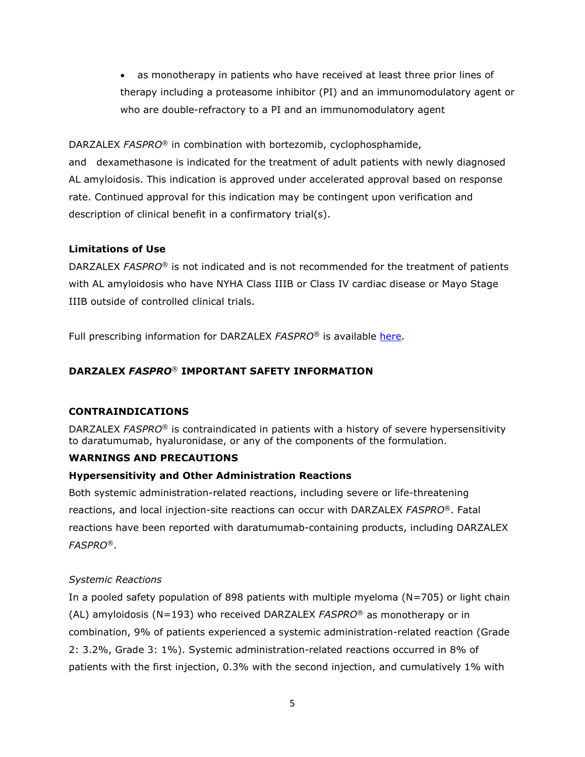- as monotherapy in patients who have received at least three prior lines of therapy including a proteasome inhibitor (PI) and an immunomodulatory agent or who are double-refractory to a PI and an immunomodulatory agent

DARZALEX *FASPRO*® in combination with bortezomib, cyclophosphamide, and dexamethasone is indicated for the treatment of adult patients with newly diagnosed AL amyloidosis. This indication is approved under accelerated approval based on response rate. Continued approval for this indication may be contingent upon verification and description of clinical benefit in a confirmatory trial(s).

**Limitations of Use**

DARZALEX *FASPRO*® is not indicated and is not recommended for the treatment of patients with AL amyloidosis who have NYHA Class IIIB or Class IV cardiac disease or Mayo Stage IIIB outside of controlled clinical trials.

Full prescribing information for DARZALEX *FASPRO*® is available [here](#).

## DARZALEX *FASPRO*® IMPORTANT SAFETY INFORMATION

### CONTRAINDICATIONS

DARZALEX *FASPRO*® is contraindicated in patients with a history of severe hypersensitivity to daratumumab, hyaluronidase, or any of the components of the formulation.

### WARNINGS AND PRECAUTIONS

**Hypersensitivity and Other Administration Reactions**

Both systemic administration-related reactions, including severe or life-threatening reactions, and local injection-site reactions can occur with DARZALEX *FASPRO*®. Fatal reactions have been reported with daratumumab-containing products, including DARZALEX *FASPRO*®.

*Systemic Reactions*

In a pooled safety population of 898 patients with multiple myeloma (N=705) or light chain (AL) amyloidosis (N=193) who received DARZALEX *FASPRO*® as monotherapy or in combination, 9% of patients experienced a systemic administration-related reaction (Grade 2: 3.2%, Grade 3: 1%). Systemic administration-related reactions occurred in 8% of patients with the first injection, 0.3% with the second injection, and cumulatively 1% with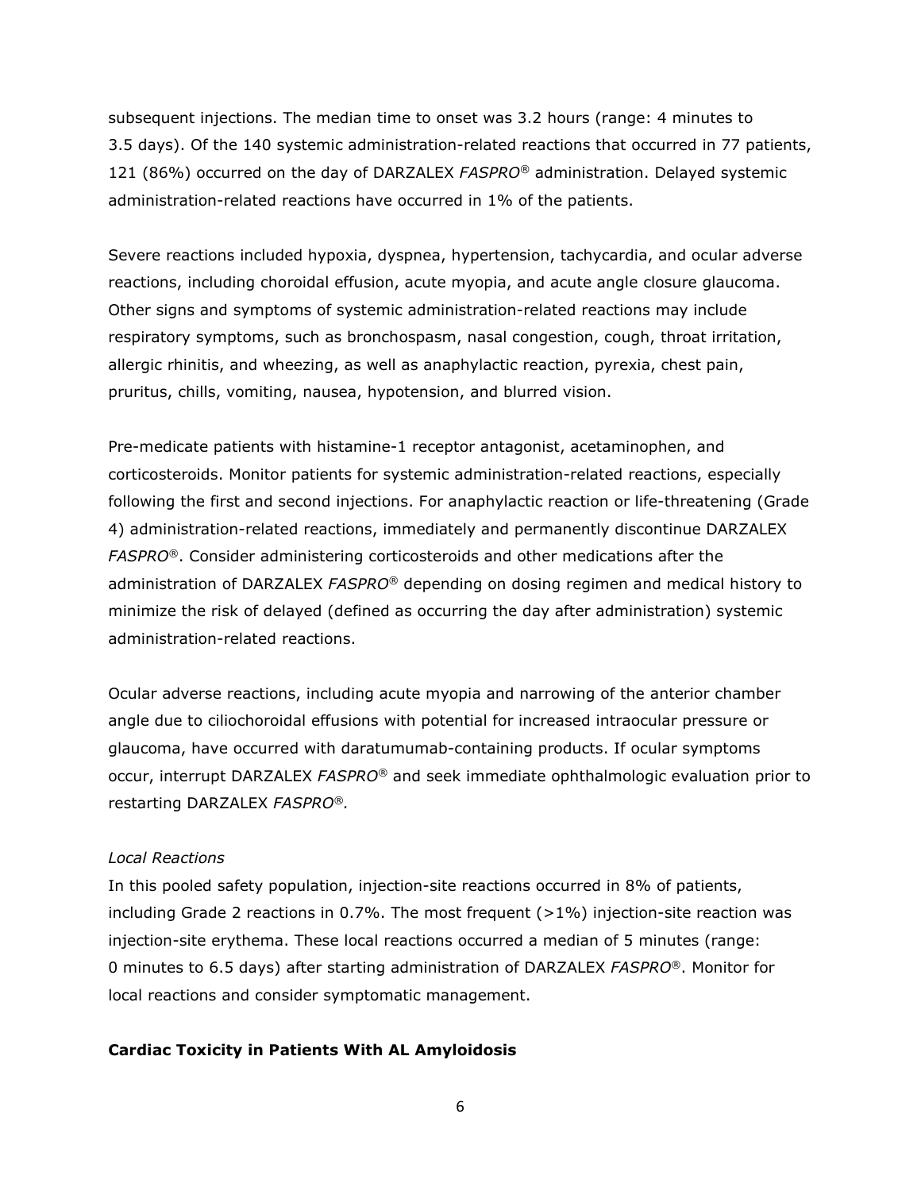subsequent injections. The median time to onset was 3.2 hours (range: 4 minutes to 3.5 days). Of the 140 systemic administration-related reactions that occurred in 77 patients, 121 (86%) occurred on the day of DARZALEX *FASPRO*® administration. Delayed systemic administration-related reactions have occurred in 1% of the patients.

Severe reactions included hypoxia, dyspnea, hypertension, tachycardia, and ocular adverse reactions, including choroidal effusion, acute myopia, and acute angle closure glaucoma. Other signs and symptoms of systemic administration-related reactions may include respiratory symptoms, such as bronchospasm, nasal congestion, cough, throat irritation, allergic rhinitis, and wheezing, as well as anaphylactic reaction, pyrexia, chest pain, pruritus, chills, vomiting, nausea, hypotension, and blurred vision.

Pre-medicate patients with histamine-1 receptor antagonist, acetaminophen, and corticosteroids. Monitor patients for systemic administration-related reactions, especially following the first and second injections. For anaphylactic reaction or life-threatening (Grade 4) administration-related reactions, immediately and permanently discontinue DARZALEX *FASPRO*®. Consider administering corticosteroids and other medications after the administration of DARZALEX *FASPRO*® depending on dosing regimen and medical history to minimize the risk of delayed (defined as occurring the day after administration) systemic administration-related reactions.

Ocular adverse reactions, including acute myopia and narrowing of the anterior chamber angle due to ciliochoroidal effusions with potential for increased intraocular pressure or glaucoma, have occurred with daratumumab-containing products. If ocular symptoms occur, interrupt DARZALEX *FASPRO*® and seek immediate ophthalmologic evaluation prior to restarting DARZALEX *FASPRO*®.

*Local Reactions*

In this pooled safety population, injection-site reactions occurred in 8% of patients, including Grade 2 reactions in 0.7%. The most frequent (>1%) injection-site reaction was injection-site erythema. These local reactions occurred a median of 5 minutes (range: 0 minutes to 6.5 days) after starting administration of DARZALEX *FASPRO*®. Monitor for local reactions and consider symptomatic management.

**Cardiac Toxicity in Patients With AL Amyloidosis**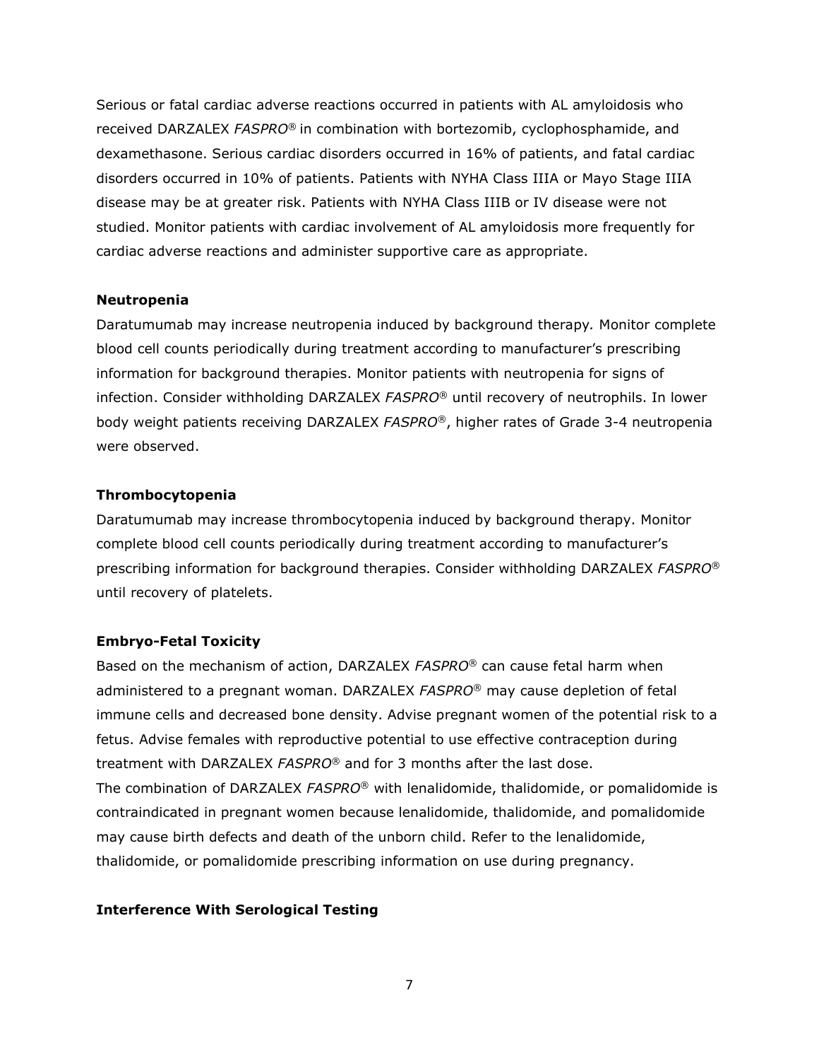Serious or fatal cardiac adverse reactions occurred in patients with AL amyloidosis who received DARZALEX *FASPRO®* in combination with bortezomib, cyclophosphamide, and dexamethasone. Serious cardiac disorders occurred in 16% of patients, and fatal cardiac disorders occurred in 10% of patients. Patients with NYHA Class IIIA or Mayo Stage IIIA disease may be at greater risk. Patients with NYHA Class IIIB or IV disease were not studied. Monitor patients with cardiac involvement of AL amyloidosis more frequently for cardiac adverse reactions and administer supportive care as appropriate.

**Neutropenia**

Daratumumab may increase neutropenia induced by background therapy. Monitor complete blood cell counts periodically during treatment according to manufacturer's prescribing information for background therapies. Monitor patients with neutropenia for signs of infection. Consider withholding DARZALEX *FASPRO®* until recovery of neutrophils. In lower body weight patients receiving DARZALEX *FASPRO®*, higher rates of Grade 3-4 neutropenia were observed.

**Thrombocytopenia**

Daratumumab may increase thrombocytopenia induced by background therapy. Monitor complete blood cell counts periodically during treatment according to manufacturer's prescribing information for background therapies. Consider withholding DARZALEX *FASPRO®* until recovery of platelets.

**Embryo-Fetal Toxicity**

Based on the mechanism of action, DARZALEX *FASPRO®* can cause fetal harm when administered to a pregnant woman. DARZALEX *FASPRO®* may cause depletion of fetal immune cells and decreased bone density. Advise pregnant women of the potential risk to a fetus. Advise females with reproductive potential to use effective contraception during treatment with DARZALEX *FASPRO®* and for 3 months after the last dose.
The combination of DARZALEX *FASPRO®* with lenalidomide, thalidomide, or pomalidomide is contraindicated in pregnant women because lenalidomide, thalidomide, and pomalidomide may cause birth defects and death of the unborn child. Refer to the lenalidomide, thalidomide, or pomalidomide prescribing information on use during pregnancy.

**Interference With Serological Testing**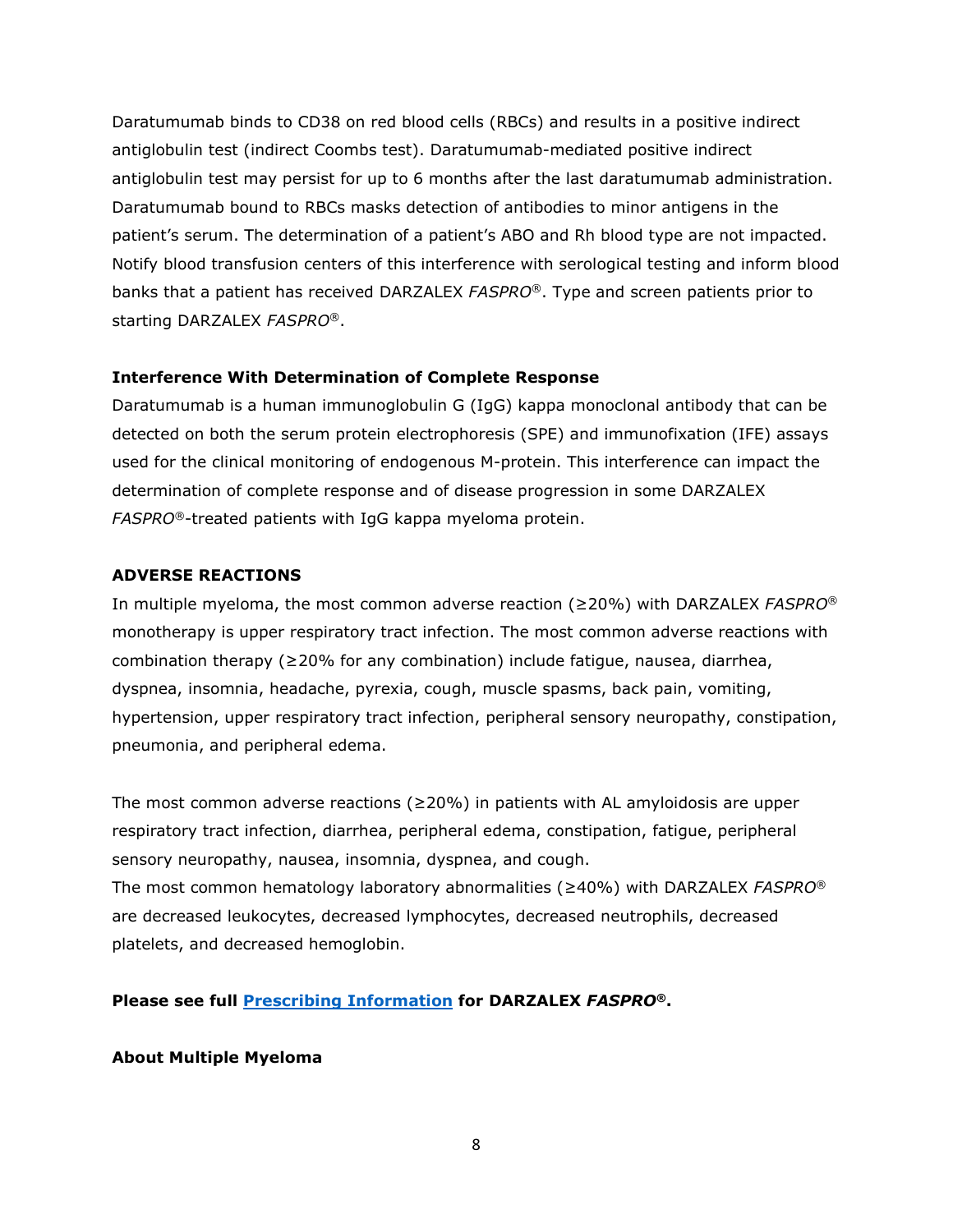Daratumumab binds to CD38 on red blood cells (RBCs) and results in a positive indirect antiglobulin test (indirect Coombs test). Daratumumab-mediated positive indirect antiglobulin test may persist for up to 6 months after the last daratumumab administration. Daratumumab bound to RBCs masks detection of antibodies to minor antigens in the patient's serum. The determination of a patient's ABO and Rh blood type are not impacted. Notify blood transfusion centers of this interference with serological testing and inform blood banks that a patient has received DARZALEX *FASPRO*®. Type and screen patients prior to starting DARZALEX *FASPRO*®.

**Interference With Determination of Complete Response**

Daratumumab is a human immunoglobulin G (IgG) kappa monoclonal antibody that can be detected on both the serum protein electrophoresis (SPE) and immunofixation (IFE) assays used for the clinical monitoring of endogenous M-protein. This interference can impact the determination of complete response and of disease progression in some DARZALEX *FASPRO*®-treated patients with IgG kappa myeloma protein.

**ADVERSE REACTIONS**

In multiple myeloma, the most common adverse reaction (≥20%) with DARZALEX *FASPRO*® monotherapy is upper respiratory tract infection. The most common adverse reactions with combination therapy (≥20% for any combination) include fatigue, nausea, diarrhea, dyspnea, insomnia, headache, pyrexia, cough, muscle spasms, back pain, vomiting, hypertension, upper respiratory tract infection, peripheral sensory neuropathy, constipation, pneumonia, and peripheral edema.

The most common adverse reactions (≥20%) in patients with AL amyloidosis are upper respiratory tract infection, diarrhea, peripheral edema, constipation, fatigue, peripheral sensory neuropathy, nausea, insomnia, dyspnea, and cough.
The most common hematology laboratory abnormalities (≥40%) with DARZALEX *FASPRO*® are decreased leukocytes, decreased lymphocytes, decreased neutrophils, decreased platelets, and decreased hemoglobin.

**Please see full [Prescribing Information] for DARZALEX *FASPRO*®.**

**About Multiple Myeloma**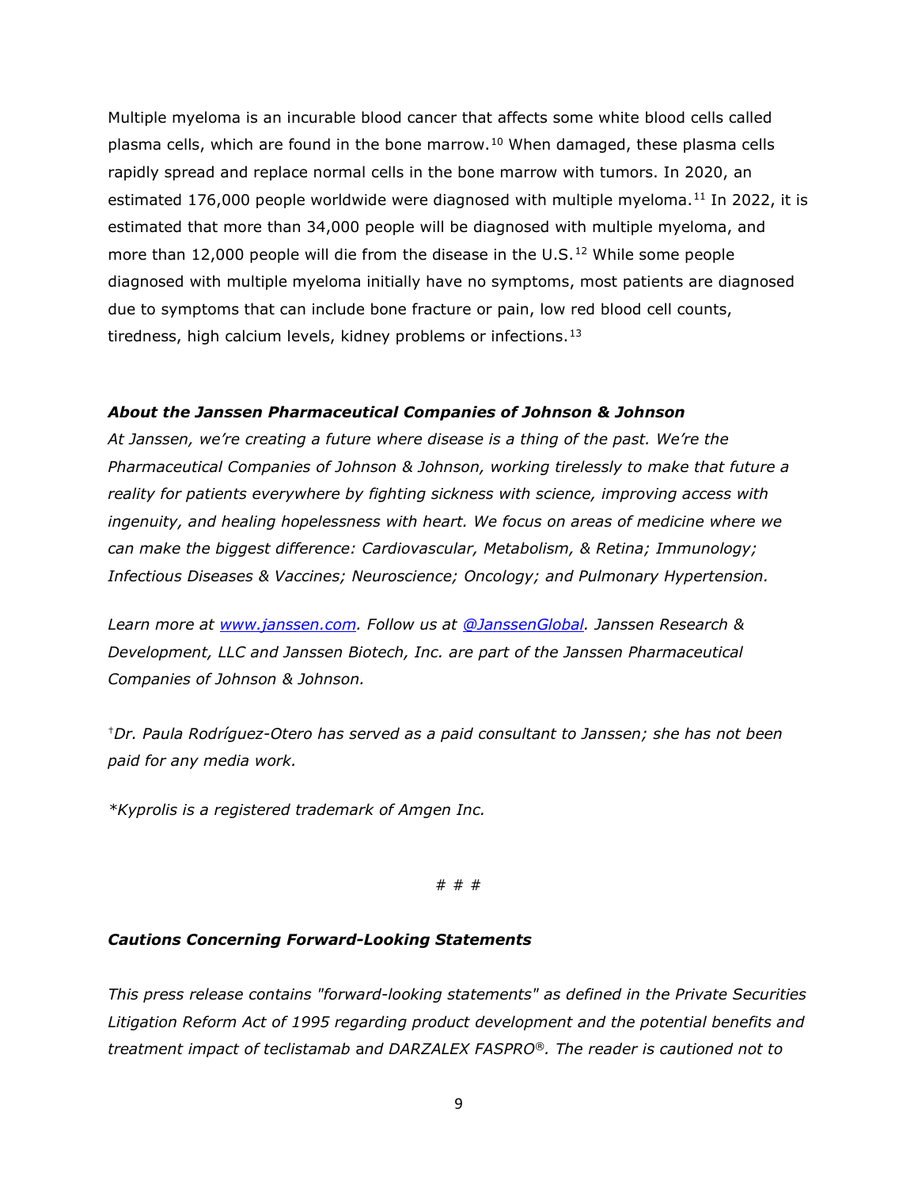Multiple myeloma is an incurable blood cancer that affects some white blood cells called plasma cells, which are found in the bone marrow.[10] When damaged, these plasma cells rapidly spread and replace normal cells in the bone marrow with tumors. In 2020, an estimated 176,000 people worldwide were diagnosed with multiple myeloma.[11] In 2022, it is estimated that more than 34,000 people will be diagnosed with multiple myeloma, and more than 12,000 people will die from the disease in the U.S.[12] While some people diagnosed with multiple myeloma initially have no symptoms, most patients are diagnosed due to symptoms that can include bone fracture or pain, low red blood cell counts, tiredness, high calcium levels, kidney problems or infections.[13]

### ***About the Janssen Pharmaceutical Companies of Johnson & Johnson***

*At Janssen, we're creating a future where disease is a thing of the past. We're the Pharmaceutical Companies of Johnson & Johnson, working tirelessly to make that future a reality for patients everywhere by fighting sickness with science, improving access with ingenuity, and healing hopelessness with heart. We focus on areas of medicine where we can make the biggest difference: Cardiovascular, Metabolism, & Retina; Immunology; Infectious Diseases & Vaccines; Neuroscience; Oncology; and Pulmonary Hypertension.*

*Learn more at [www.janssen.com](www.janssen.com). Follow us at [@JanssenGlobal](@JanssenGlobal). Janssen Research & Development, LLC and Janssen Biotech, Inc. are part of the Janssen Pharmaceutical Companies of Johnson & Johnson.*

[†]*Dr. Paula Rodríguez-Otero has served as a paid consultant to Janssen; she has not been paid for any media work.*

*\*Kyprolis is a registered trademark of Amgen Inc.*

# # #

### ***Cautions Concerning Forward-Looking Statements***

*This press release contains "forward-looking statements" as defined in the Private Securities Litigation Reform Act of 1995 regarding product development and the potential benefits and treatment impact of teclistamab* and *DARZALEX FASPRO®. The reader is cautioned not to*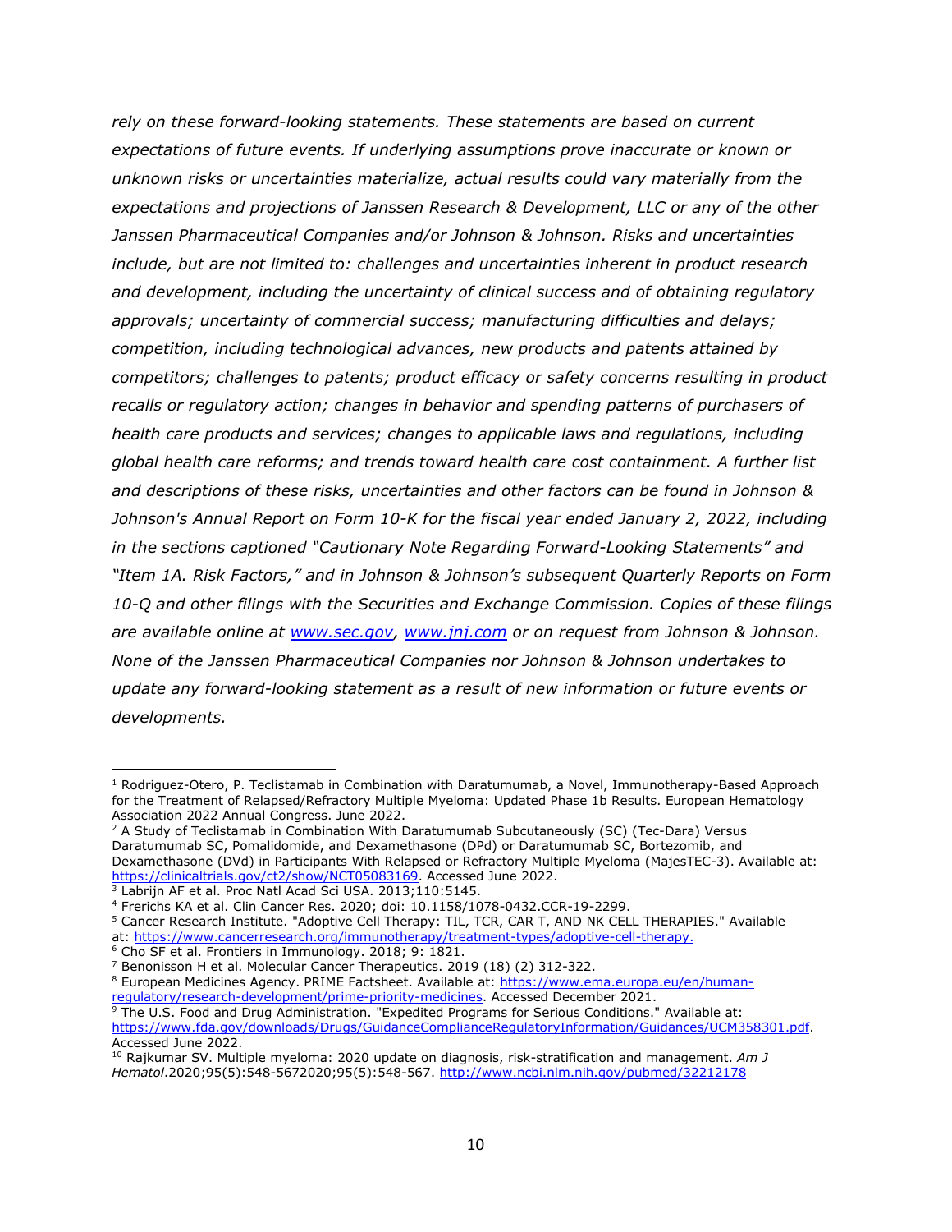*rely on these forward-looking statements. These statements are based on current expectations of future events. If underlying assumptions prove inaccurate or known or unknown risks or uncertainties materialize, actual results could vary materially from the expectations and projections of Janssen Research & Development, LLC or any of the other Janssen Pharmaceutical Companies and/or Johnson & Johnson. Risks and uncertainties include, but are not limited to: challenges and uncertainties inherent in product research and development, including the uncertainty of clinical success and of obtaining regulatory approvals; uncertainty of commercial success; manufacturing difficulties and delays; competition, including technological advances, new products and patents attained by competitors; challenges to patents; product efficacy or safety concerns resulting in product recalls or regulatory action; changes in behavior and spending patterns of purchasers of health care products and services; changes to applicable laws and regulations, including global health care reforms; and trends toward health care cost containment. A further list and descriptions of these risks, uncertainties and other factors can be found in Johnson & Johnson's Annual Report on Form 10-K for the fiscal year ended January 2, 2022, including in the sections captioned "Cautionary Note Regarding Forward-Looking Statements" and "Item 1A. Risk Factors," and in Johnson & Johnson's subsequent Quarterly Reports on Form 10-Q and other filings with the Securities and Exchange Commission. Copies of these filings are available online at [www.sec.gov](http://www.sec.gov), [www.jnj.com](http://www.jnj.com) or on request from Johnson & Johnson. None of the Janssen Pharmaceutical Companies nor Johnson & Johnson undertakes to update any forward-looking statement as a result of new information or future events or developments.*

---

[1] Rodriguez-Otero, P. Teclistamab in Combination with Daratumumab, a Novel, Immunotherapy-Based Approach for the Treatment of Relapsed/Refractory Multiple Myeloma: Updated Phase 1b Results. European Hematology Association 2022 Annual Congress. June 2022.

[2] A Study of Teclistamab in Combination With Daratumumab Subcutaneously (SC) (Tec-Dara) Versus Daratumumab SC, Pomalidomide, and Dexamethasone (DPd) or Daratumumab SC, Bortezomib, and Dexamethasone (DVd) in Participants With Relapsed or Refractory Multiple Myeloma (MajesTEC-3). Available at: https://clinicaltrials.gov/ct2/show/NCT05083169. Accessed June 2022.

[3] Labrijn AF et al. Proc Natl Acad Sci USA. 2013;110:5145.

[4] Frerichs KA et al. Clin Cancer Res. 2020; doi: 10.1158/1078-0432.CCR-19-2299.

[5] Cancer Research Institute. "Adoptive Cell Therapy: TIL, TCR, CAR T, AND NK CELL THERAPIES." Available at: https://www.cancerresearch.org/immunotherapy/treatment-types/adoptive-cell-therapy.

[6] Cho SF et al. Frontiers in Immunology. 2018; 9: 1821.

[7] Benonisson H et al. Molecular Cancer Therapeutics. 2019 (18) (2) 312-322.

[8] European Medicines Agency. PRIME Factsheet. Available at: https://www.ema.europa.eu/en/human-regulatory/research-development/prime-priority-medicines. Accessed December 2021.

[9] The U.S. Food and Drug Administration. "Expedited Programs for Serious Conditions." Available at: https://www.fda.gov/downloads/Drugs/GuidanceComplianceRegulatoryInformation/Guidances/UCM358301.pdf. Accessed June 2022.

[10] Rajkumar SV. Multiple myeloma: 2020 update on diagnosis, risk-stratification and management. *Am J Hematol*.2020;95(5):548-5672020;95(5):548-567. http://www.ncbi.nlm.nih.gov/pubmed/32212178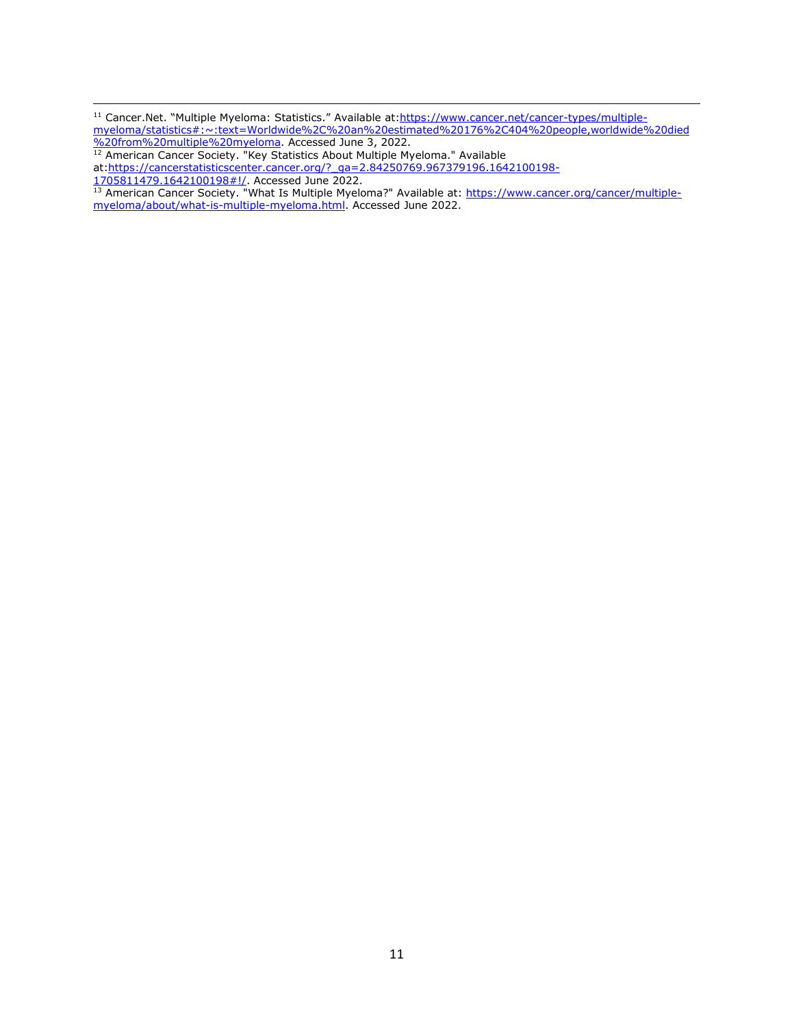[11] Cancer.Net. “Multiple Myeloma: Statistics.” Available at:https://www.cancer.net/cancer-types/multiple-myeloma/statistics#:~:text=Worldwide%2C%20an%20estimated%20176%2C404%20people,worldwide%20died%20from%20multiple%20myeloma. Accessed June 3, 2022.

[12] American Cancer Society. "Key Statistics About Multiple Myeloma." Available at:https://cancerstatisticscenter.cancer.org/?_ga=2.84250769.967379196.1642100198-1705811479.1642100198#!/. Accessed June 2022.

[13] American Cancer Society. "What Is Multiple Myeloma?" Available at: https://www.cancer.org/cancer/multiple-myeloma/about/what-is-multiple-myeloma.html. Accessed June 2022.